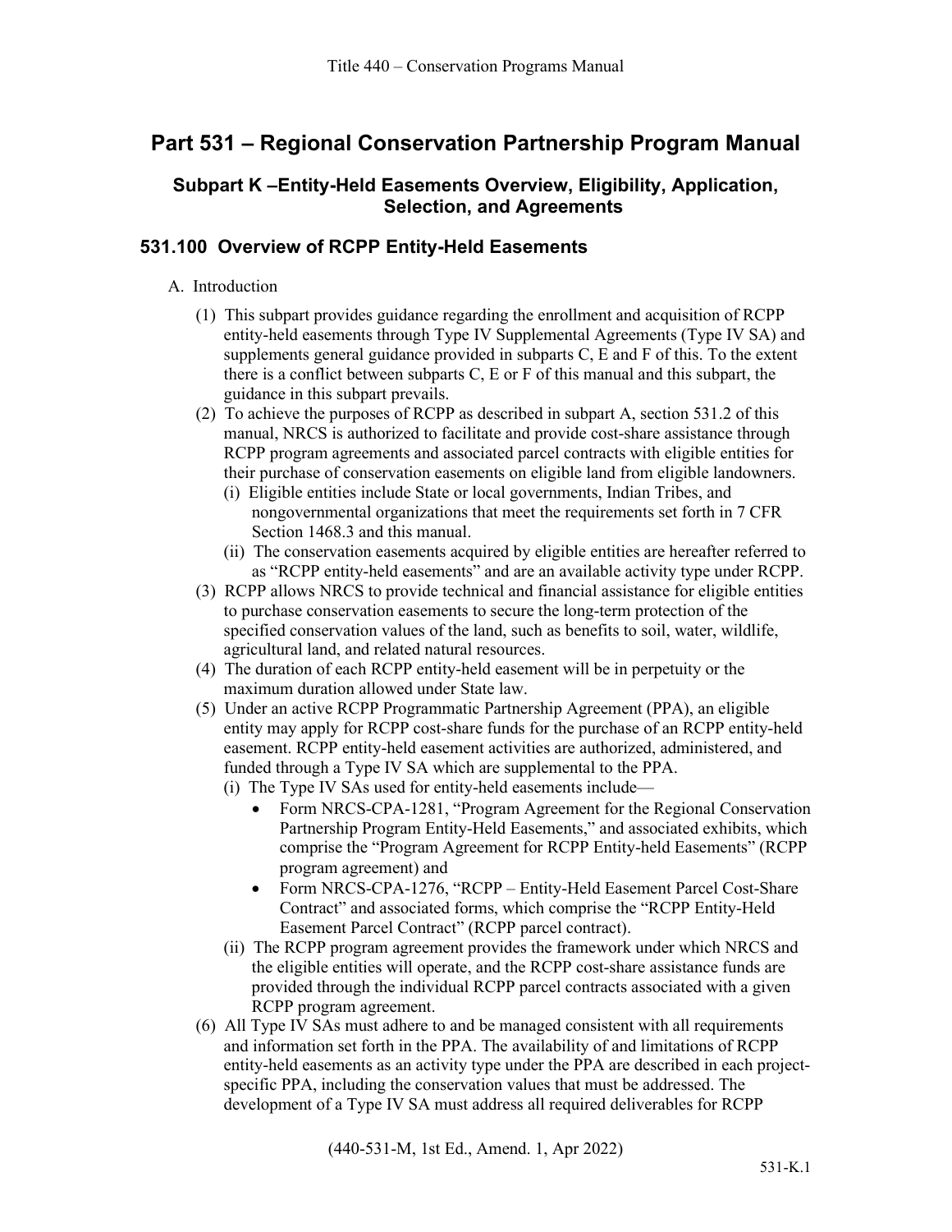# Part 531 – Regional Conservation Partnership Program Manual

## Subpart K –Entity-Held Easements Overview, Eligibility, Application, Selection, and Agreements

### 531.100 Overview of RCPP Entity-Held Easements

A. Introduction

(1) This subpart provides guidance regarding the enrollment and acquisition of RCPP entity-held easements through Type IV Supplemental Agreements (Type IV SA) and supplements general guidance provided in subparts C, E and F of this. To the extent there is a conflict between subparts C, E or F of this manual and this subpart, the guidance in this subpart prevails.

(2) To achieve the purposes of RCPP as described in subpart A, section 531.2 of this manual, NRCS is authorized to facilitate and provide cost-share assistance through RCPP program agreements and associated parcel contracts with eligible entities for their purchase of conservation easements on eligible land from eligible landowners.

  (i) Eligible entities include State or local governments, Indian Tribes, and nongovernmental organizations that meet the requirements set forth in 7 CFR Section 1468.3 and this manual.

  (ii) The conservation easements acquired by eligible entities are hereafter referred to as "RCPP entity-held easements" and are an available activity type under RCPP.

(3) RCPP allows NRCS to provide technical and financial assistance for eligible entities to purchase conservation easements to secure the long-term protection of the specified conservation values of the land, such as benefits to soil, water, wildlife, agricultural land, and related natural resources.

(4) The duration of each RCPP entity-held easement will be in perpetuity or the maximum duration allowed under State law.

(5) Under an active RCPP Programmatic Partnership Agreement (PPA), an eligible entity may apply for RCPP cost-share funds for the purchase of an RCPP entity-held easement. RCPP entity-held easement activities are authorized, administered, and funded through a Type IV SA which are supplemental to the PPA.

  (i) The Type IV SAs used for entity-held easements include—

  - Form NRCS-CPA-1281, "Program Agreement for the Regional Conservation Partnership Program Entity-Held Easements," and associated exhibits, which comprise the "Program Agreement for RCPP Entity-held Easements" (RCPP program agreement) and
  - Form NRCS-CPA-1276, "RCPP – Entity-Held Easement Parcel Cost-Share Contract" and associated forms, which comprise the "RCPP Entity-Held Easement Parcel Contract" (RCPP parcel contract).

  (ii) The RCPP program agreement provides the framework under which NRCS and the eligible entities will operate, and the RCPP cost-share assistance funds are provided through the individual RCPP parcel contracts associated with a given RCPP program agreement.

(6) All Type IV SAs must adhere to and be managed consistent with all requirements and information set forth in the PPA. The availability of and limitations of RCPP entity-held easements as an activity type under the PPA are described in each project-specific PPA, including the conservation values that must be addressed. The development of a Type IV SA must address all required deliverables for RCPP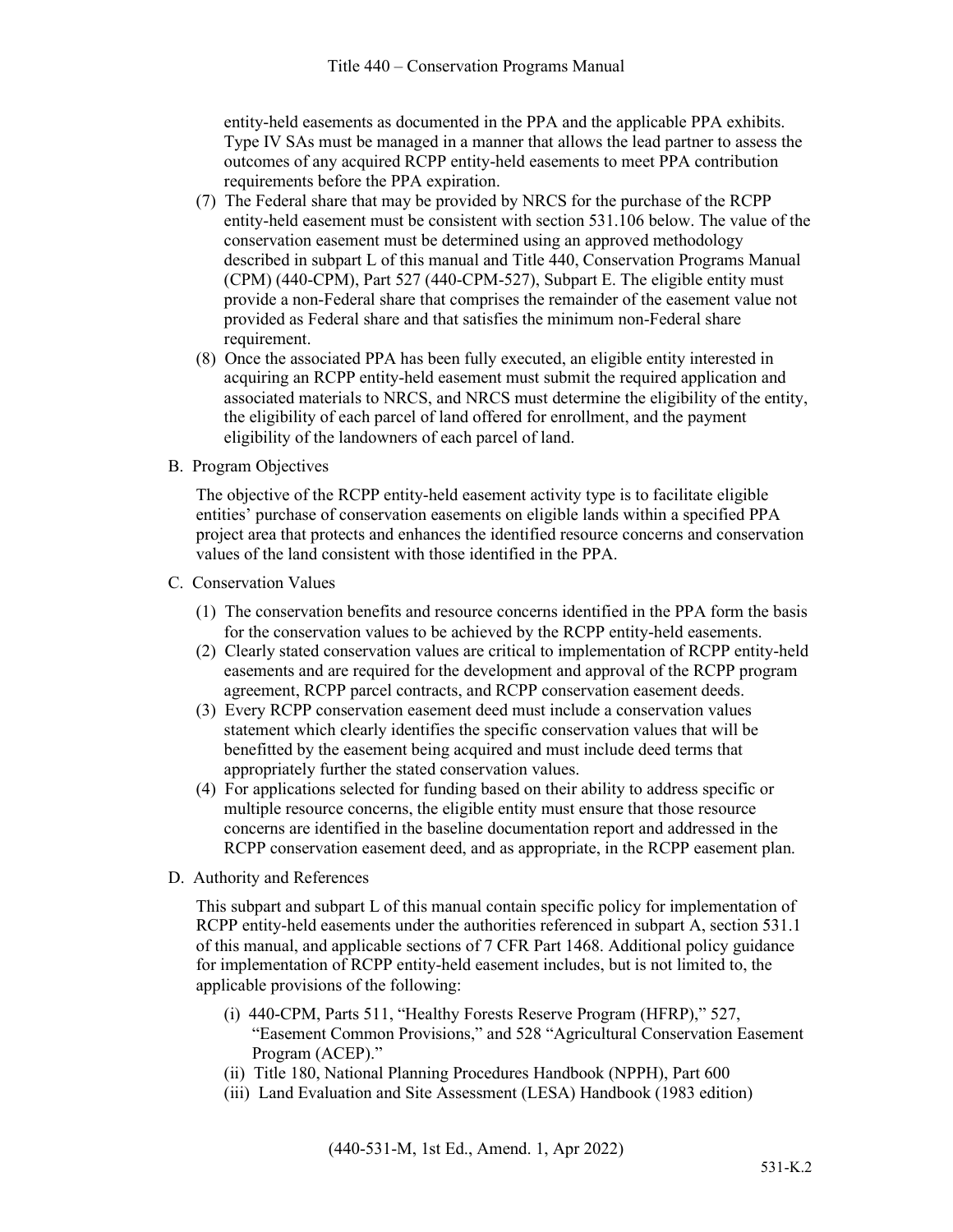entity-held easements as documented in the PPA and the applicable PPA exhibits. Type IV SAs must be managed in a manner that allows the lead partner to assess the outcomes of any acquired RCPP entity-held easements to meet PPA contribution requirements before the PPA expiration.

(7) The Federal share that may be provided by NRCS for the purchase of the RCPP entity-held easement must be consistent with section 531.106 below. The value of the conservation easement must be determined using an approved methodology described in subpart L of this manual and Title 440, Conservation Programs Manual (CPM) (440-CPM), Part 527 (440-CPM-527), Subpart E. The eligible entity must provide a non-Federal share that comprises the remainder of the easement value not provided as Federal share and that satisfies the minimum non-Federal share requirement.

(8) Once the associated PPA has been fully executed, an eligible entity interested in acquiring an RCPP entity-held easement must submit the required application and associated materials to NRCS, and NRCS must determine the eligibility of the entity, the eligibility of each parcel of land offered for enrollment, and the payment eligibility of the landowners of each parcel of land.

B. Program Objectives

The objective of the RCPP entity-held easement activity type is to facilitate eligible entities' purchase of conservation easements on eligible lands within a specified PPA project area that protects and enhances the identified resource concerns and conservation values of the land consistent with those identified in the PPA.

C. Conservation Values

(1) The conservation benefits and resource concerns identified in the PPA form the basis for the conservation values to be achieved by the RCPP entity-held easements.

(2) Clearly stated conservation values are critical to implementation of RCPP entity-held easements and are required for the development and approval of the RCPP program agreement, RCPP parcel contracts, and RCPP conservation easement deeds.

(3) Every RCPP conservation easement deed must include a conservation values statement which clearly identifies the specific conservation values that will be benefitted by the easement being acquired and must include deed terms that appropriately further the stated conservation values.

(4) For applications selected for funding based on their ability to address specific or multiple resource concerns, the eligible entity must ensure that those resource concerns are identified in the baseline documentation report and addressed in the RCPP conservation easement deed, and as appropriate, in the RCPP easement plan.

D. Authority and References

This subpart and subpart L of this manual contain specific policy for implementation of RCPP entity-held easements under the authorities referenced in subpart A, section 531.1 of this manual, and applicable sections of 7 CFR Part 1468. Additional policy guidance for implementation of RCPP entity-held easement includes, but is not limited to, the applicable provisions of the following:

(i) 440-CPM, Parts 511, "Healthy Forests Reserve Program (HFRP)," 527, "Easement Common Provisions," and 528 "Agricultural Conservation Easement Program (ACEP)."

(ii) Title 180, National Planning Procedures Handbook (NPPH), Part 600

(iii) Land Evaluation and Site Assessment (LESA) Handbook (1983 edition)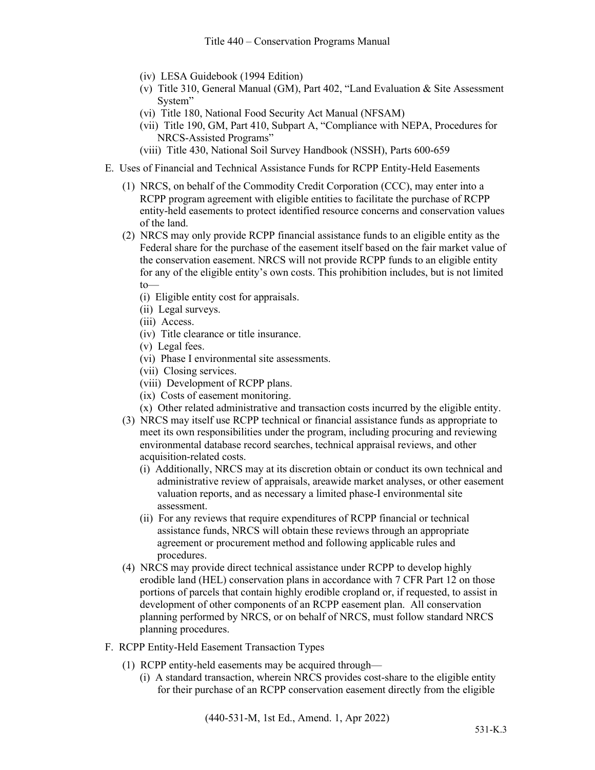(iv) LESA Guidebook (1994 Edition)

(v) Title 310, General Manual (GM), Part 402, "Land Evaluation & Site Assessment System"

(vi) Title 180, National Food Security Act Manual (NFSAM)

(vii) Title 190, GM, Part 410, Subpart A, "Compliance with NEPA, Procedures for NRCS-Assisted Programs"

(viii) Title 430, National Soil Survey Handbook (NSSH), Parts 600-659

E. Uses of Financial and Technical Assistance Funds for RCPP Entity-Held Easements

(1) NRCS, on behalf of the Commodity Credit Corporation (CCC), may enter into a RCPP program agreement with eligible entities to facilitate the purchase of RCPP entity-held easements to protect identified resource concerns and conservation values of the land.

(2) NRCS may only provide RCPP financial assistance funds to an eligible entity as the Federal share for the purchase of the easement itself based on the fair market value of the conservation easement. NRCS will not provide RCPP funds to an eligible entity for any of the eligible entity's own costs. This prohibition includes, but is not limited to—

(i) Eligible entity cost for appraisals.

(ii) Legal surveys.

(iii) Access.

(iv) Title clearance or title insurance.

(v) Legal fees.

(vi) Phase I environmental site assessments.

(vii) Closing services.

(viii) Development of RCPP plans.

(ix) Costs of easement monitoring.

(x) Other related administrative and transaction costs incurred by the eligible entity.

(3) NRCS may itself use RCPP technical or financial assistance funds as appropriate to meet its own responsibilities under the program, including procuring and reviewing environmental database record searches, technical appraisal reviews, and other acquisition-related costs.

(i) Additionally, NRCS may at its discretion obtain or conduct its own technical and administrative review of appraisals, areawide market analyses, or other easement valuation reports, and as necessary a limited phase-I environmental site assessment.

(ii) For any reviews that require expenditures of RCPP financial or technical assistance funds, NRCS will obtain these reviews through an appropriate agreement or procurement method and following applicable rules and procedures.

(4) NRCS may provide direct technical assistance under RCPP to develop highly erodible land (HEL) conservation plans in accordance with 7 CFR Part 12 on those portions of parcels that contain highly erodible cropland or, if requested, to assist in development of other components of an RCPP easement plan. All conservation planning performed by NRCS, or on behalf of NRCS, must follow standard NRCS planning procedures.

F. RCPP Entity-Held Easement Transaction Types

(1) RCPP entity-held easements may be acquired through—

(i) A standard transaction, wherein NRCS provides cost-share to the eligible entity for their purchase of an RCPP conservation easement directly from the eligible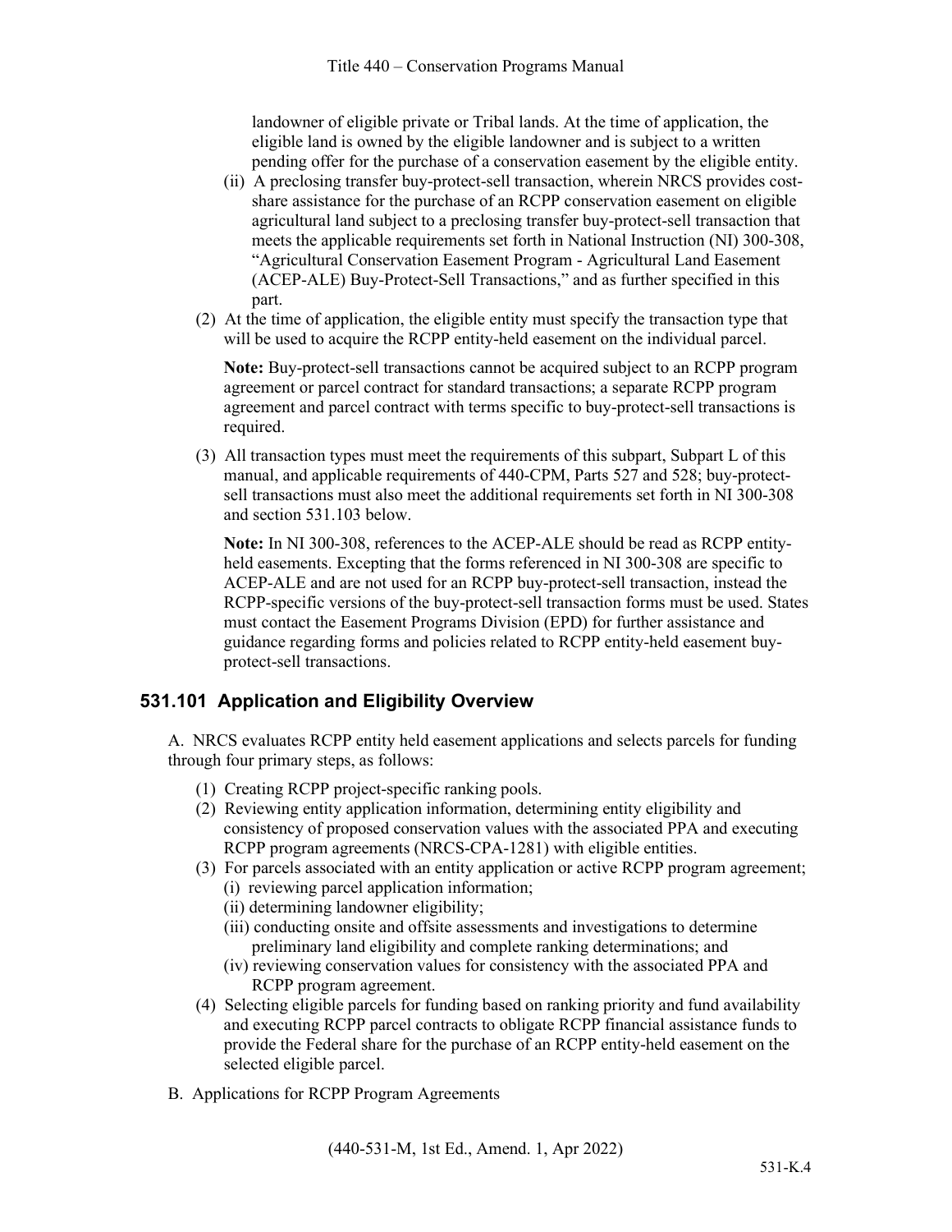landowner of eligible private or Tribal lands. At the time of application, the eligible land is owned by the eligible landowner and is subject to a written pending offer for the purchase of a conservation easement by the eligible entity.

(ii) A preclosing transfer buy-protect-sell transaction, wherein NRCS provides cost-share assistance for the purchase of an RCPP conservation easement on eligible agricultural land subject to a preclosing transfer buy-protect-sell transaction that meets the applicable requirements set forth in National Instruction (NI) 300-308, "Agricultural Conservation Easement Program - Agricultural Land Easement (ACEP-ALE) Buy-Protect-Sell Transactions," and as further specified in this part.

(2) At the time of application, the eligible entity must specify the transaction type that will be used to acquire the RCPP entity-held easement on the individual parcel.

**Note:** Buy-protect-sell transactions cannot be acquired subject to an RCPP program agreement or parcel contract for standard transactions; a separate RCPP program agreement and parcel contract with terms specific to buy-protect-sell transactions is required.

(3) All transaction types must meet the requirements of this subpart, Subpart L of this manual, and applicable requirements of 440-CPM, Parts 527 and 528; buy-protect-sell transactions must also meet the additional requirements set forth in NI 300-308 and section 531.103 below.

**Note:** In NI 300-308, references to the ACEP-ALE should be read as RCPP entity-held easements. Excepting that the forms referenced in NI 300-308 are specific to ACEP-ALE and are not used for an RCPP buy-protect-sell transaction, instead the RCPP-specific versions of the buy-protect-sell transaction forms must be used. States must contact the Easement Programs Division (EPD) for further assistance and guidance regarding forms and policies related to RCPP entity-held easement buy-protect-sell transactions.

## 531.101 Application and Eligibility Overview

A. NRCS evaluates RCPP entity held easement applications and selects parcels for funding through four primary steps, as follows:

(1) Creating RCPP project-specific ranking pools.

(2) Reviewing entity application information, determining entity eligibility and consistency of proposed conservation values with the associated PPA and executing RCPP program agreements (NRCS-CPA-1281) with eligible entities.

(3) For parcels associated with an entity application or active RCPP program agreement;

(i) reviewing parcel application information;

(ii) determining landowner eligibility;

(iii) conducting onsite and offsite assessments and investigations to determine preliminary land eligibility and complete ranking determinations; and

(iv) reviewing conservation values for consistency with the associated PPA and RCPP program agreement.

(4) Selecting eligible parcels for funding based on ranking priority and fund availability and executing RCPP parcel contracts to obligate RCPP financial assistance funds to provide the Federal share for the purchase of an RCPP entity-held easement on the selected eligible parcel.

B. Applications for RCPP Program Agreements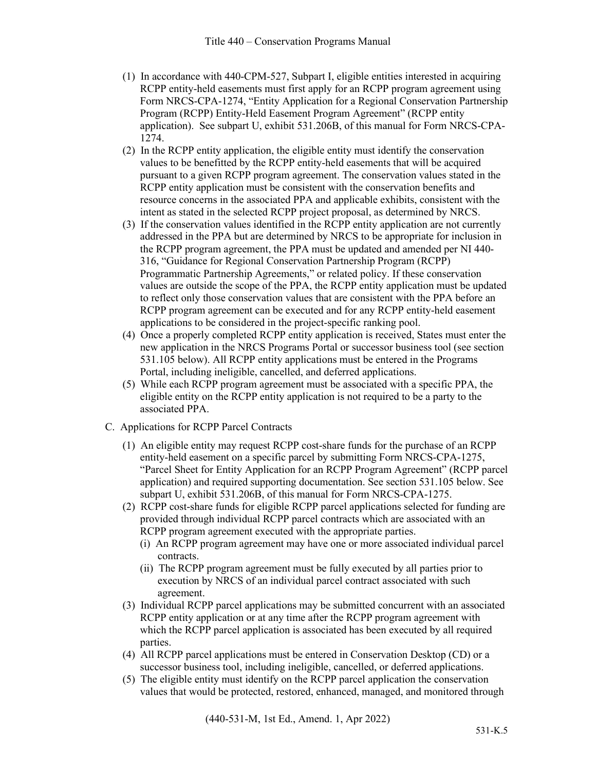(1) In accordance with 440-CPM-527, Subpart I, eligible entities interested in acquiring RCPP entity-held easements must first apply for an RCPP program agreement using Form NRCS-CPA-1274, "Entity Application for a Regional Conservation Partnership Program (RCPP) Entity-Held Easement Program Agreement" (RCPP entity application). See subpart U, exhibit 531.206B, of this manual for Form NRCS-CPA-1274.

(2) In the RCPP entity application, the eligible entity must identify the conservation values to be benefitted by the RCPP entity-held easements that will be acquired pursuant to a given RCPP program agreement. The conservation values stated in the RCPP entity application must be consistent with the conservation benefits and resource concerns in the associated PPA and applicable exhibits, consistent with the intent as stated in the selected RCPP project proposal, as determined by NRCS.

(3) If the conservation values identified in the RCPP entity application are not currently addressed in the PPA but are determined by NRCS to be appropriate for inclusion in the RCPP program agreement, the PPA must be updated and amended per NI 440-316, "Guidance for Regional Conservation Partnership Program (RCPP) Programmatic Partnership Agreements," or related policy. If these conservation values are outside the scope of the PPA, the RCPP entity application must be updated to reflect only those conservation values that are consistent with the PPA before an RCPP program agreement can be executed and for any RCPP entity-held easement applications to be considered in the project-specific ranking pool.

(4) Once a properly completed RCPP entity application is received, States must enter the new application in the NRCS Programs Portal or successor business tool (see section 531.105 below). All RCPP entity applications must be entered in the Programs Portal, including ineligible, cancelled, and deferred applications.

(5) While each RCPP program agreement must be associated with a specific PPA, the eligible entity on the RCPP entity application is not required to be a party to the associated PPA.

C. Applications for RCPP Parcel Contracts

(1) An eligible entity may request RCPP cost-share funds for the purchase of an RCPP entity-held easement on a specific parcel by submitting Form NRCS-CPA-1275, "Parcel Sheet for Entity Application for an RCPP Program Agreement" (RCPP parcel application) and required supporting documentation. See section 531.105 below. See subpart U, exhibit 531.206B, of this manual for Form NRCS-CPA-1275.

(2) RCPP cost-share funds for eligible RCPP parcel applications selected for funding are provided through individual RCPP parcel contracts which are associated with an RCPP program agreement executed with the appropriate parties.

   (i) An RCPP program agreement may have one or more associated individual parcel contracts.

   (ii) The RCPP program agreement must be fully executed by all parties prior to execution by NRCS of an individual parcel contract associated with such agreement.

(3) Individual RCPP parcel applications may be submitted concurrent with an associated RCPP entity application or at any time after the RCPP program agreement with which the RCPP parcel application is associated has been executed by all required parties.

(4) All RCPP parcel applications must be entered in Conservation Desktop (CD) or a successor business tool, including ineligible, cancelled, or deferred applications.

(5) The eligible entity must identify on the RCPP parcel application the conservation values that would be protected, restored, enhanced, managed, and monitored through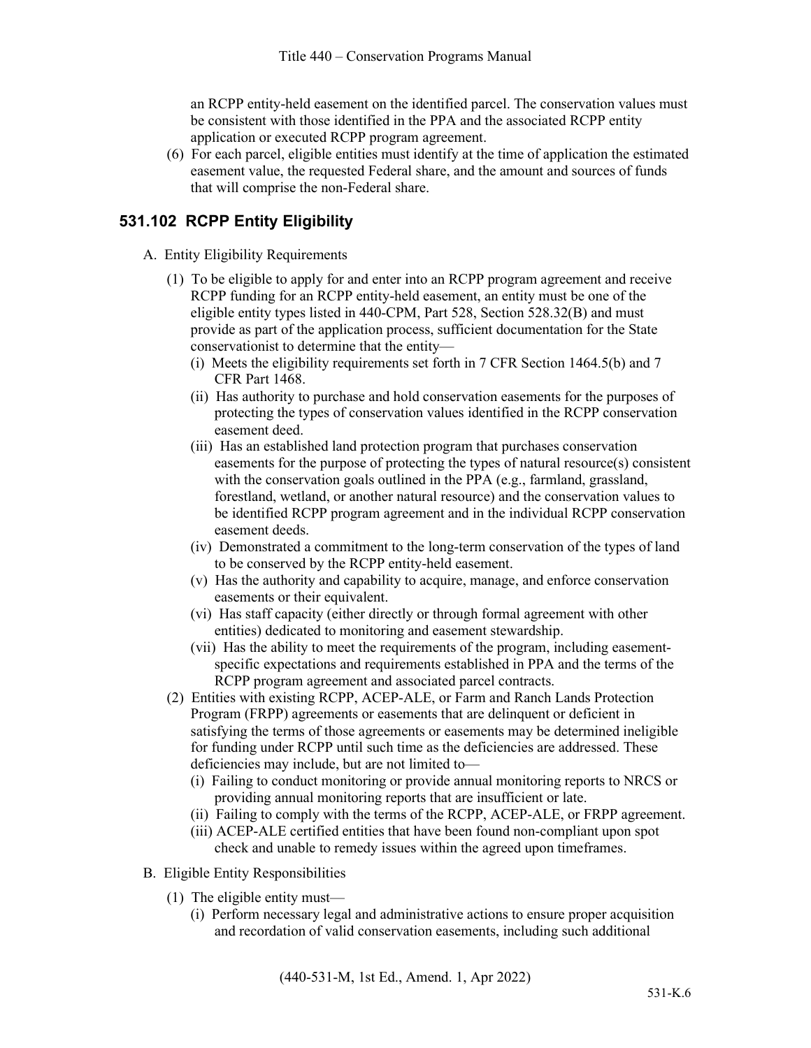an RCPP entity-held easement on the identified parcel. The conservation values must be consistent with those identified in the PPA and the associated RCPP entity application or executed RCPP program agreement.

(6) For each parcel, eligible entities must identify at the time of application the estimated easement value, the requested Federal share, and the amount and sources of funds that will comprise the non-Federal share.

## 531.102 RCPP Entity Eligibility

A. Entity Eligibility Requirements

(1) To be eligible to apply for and enter into an RCPP program agreement and receive RCPP funding for an RCPP entity-held easement, an entity must be one of the eligible entity types listed in 440-CPM, Part 528, Section 528.32(B) and must provide as part of the application process, sufficient documentation for the State conservationist to determine that the entity—

(i) Meets the eligibility requirements set forth in 7 CFR Section 1464.5(b) and 7 CFR Part 1468.

(ii) Has authority to purchase and hold conservation easements for the purposes of protecting the types of conservation values identified in the RCPP conservation easement deed.

(iii) Has an established land protection program that purchases conservation easements for the purpose of protecting the types of natural resource(s) consistent with the conservation goals outlined in the PPA (e.g., farmland, grassland, forestland, wetland, or another natural resource) and the conservation values to be identified RCPP program agreement and in the individual RCPP conservation easement deeds.

(iv) Demonstrated a commitment to the long-term conservation of the types of land to be conserved by the RCPP entity-held easement.

(v) Has the authority and capability to acquire, manage, and enforce conservation easements or their equivalent.

(vi) Has staff capacity (either directly or through formal agreement with other entities) dedicated to monitoring and easement stewardship.

(vii) Has the ability to meet the requirements of the program, including easement-specific expectations and requirements established in PPA and the terms of the RCPP program agreement and associated parcel contracts.

(2) Entities with existing RCPP, ACEP-ALE, or Farm and Ranch Lands Protection Program (FRPP) agreements or easements that are delinquent or deficient in satisfying the terms of those agreements or easements may be determined ineligible for funding under RCPP until such time as the deficiencies are addressed. These deficiencies may include, but are not limited to—

(i) Failing to conduct monitoring or provide annual monitoring reports to NRCS or providing annual monitoring reports that are insufficient or late.

(ii) Failing to comply with the terms of the RCPP, ACEP-ALE, or FRPP agreement.

(iii) ACEP-ALE certified entities that have been found non-compliant upon spot check and unable to remedy issues within the agreed upon timeframes.

B. Eligible Entity Responsibilities

(1) The eligible entity must—

(i) Perform necessary legal and administrative actions to ensure proper acquisition and recordation of valid conservation easements, including such additional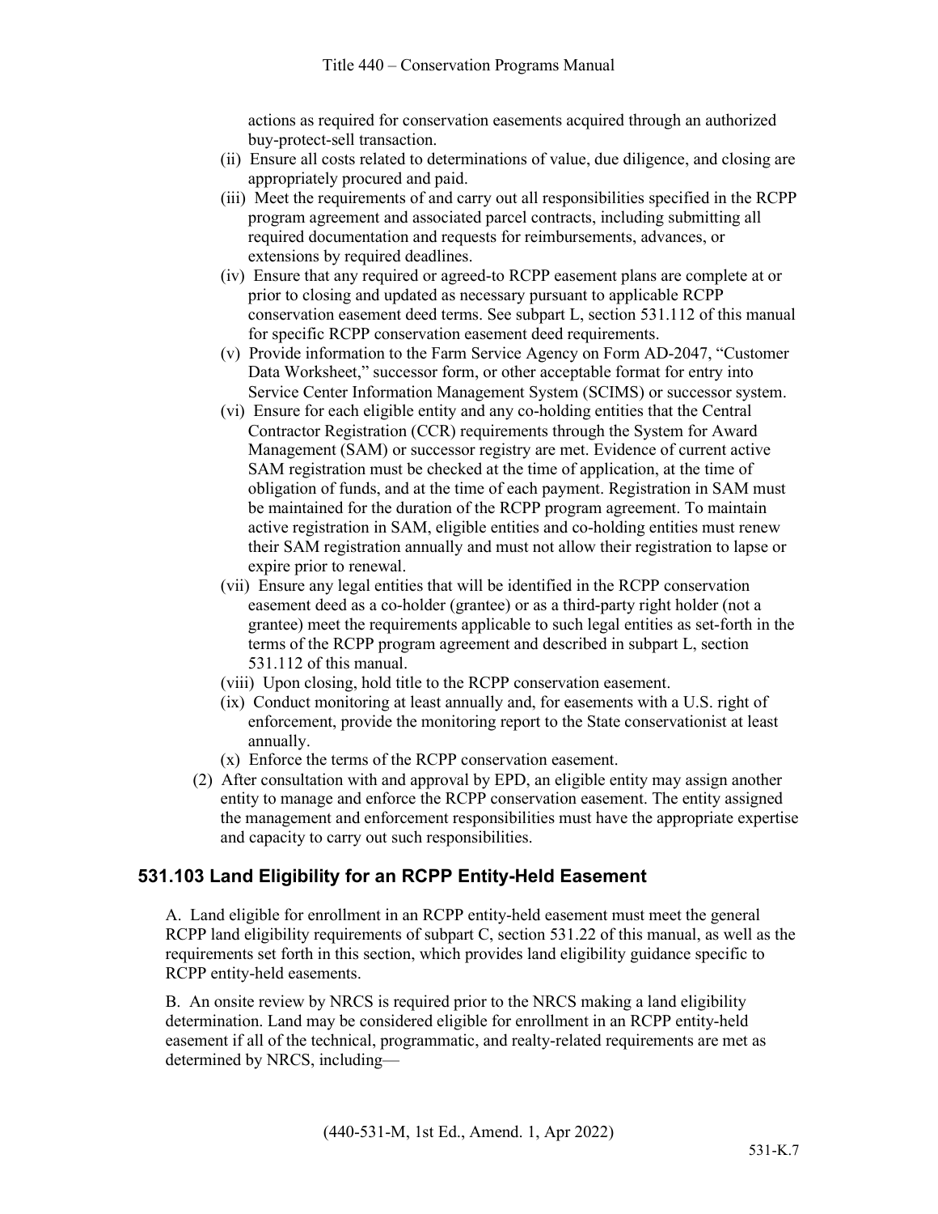actions as required for conservation easements acquired through an authorized buy-protect-sell transaction.

(ii) Ensure all costs related to determinations of value, due diligence, and closing are appropriately procured and paid.

(iii) Meet the requirements of and carry out all responsibilities specified in the RCPP program agreement and associated parcel contracts, including submitting all required documentation and requests for reimbursements, advances, or extensions by required deadlines.

(iv) Ensure that any required or agreed-to RCPP easement plans are complete at or prior to closing and updated as necessary pursuant to applicable RCPP conservation easement deed terms. See subpart L, section 531.112 of this manual for specific RCPP conservation easement deed requirements.

(v) Provide information to the Farm Service Agency on Form AD-2047, "Customer Data Worksheet," successor form, or other acceptable format for entry into Service Center Information Management System (SCIMS) or successor system.

(vi) Ensure for each eligible entity and any co-holding entities that the Central Contractor Registration (CCR) requirements through the System for Award Management (SAM) or successor registry are met. Evidence of current active SAM registration must be checked at the time of application, at the time of obligation of funds, and at the time of each payment. Registration in SAM must be maintained for the duration of the RCPP program agreement. To maintain active registration in SAM, eligible entities and co-holding entities must renew their SAM registration annually and must not allow their registration to lapse or expire prior to renewal.

(vii) Ensure any legal entities that will be identified in the RCPP conservation easement deed as a co-holder (grantee) or as a third-party right holder (not a grantee) meet the requirements applicable to such legal entities as set-forth in the terms of the RCPP program agreement and described in subpart L, section 531.112 of this manual.

(viii) Upon closing, hold title to the RCPP conservation easement.

(ix) Conduct monitoring at least annually and, for easements with a U.S. right of enforcement, provide the monitoring report to the State conservationist at least annually.

(x) Enforce the terms of the RCPP conservation easement.

(2) After consultation with and approval by EPD, an eligible entity may assign another entity to manage and enforce the RCPP conservation easement. The entity assigned the management and enforcement responsibilities must have the appropriate expertise and capacity to carry out such responsibilities.

## 531.103 Land Eligibility for an RCPP Entity-Held Easement

A. Land eligible for enrollment in an RCPP entity-held easement must meet the general RCPP land eligibility requirements of subpart C, section 531.22 of this manual, as well as the requirements set forth in this section, which provides land eligibility guidance specific to RCPP entity-held easements.

B. An onsite review by NRCS is required prior to the NRCS making a land eligibility determination. Land may be considered eligible for enrollment in an RCPP entity-held easement if all of the technical, programmatic, and realty-related requirements are met as determined by NRCS, including—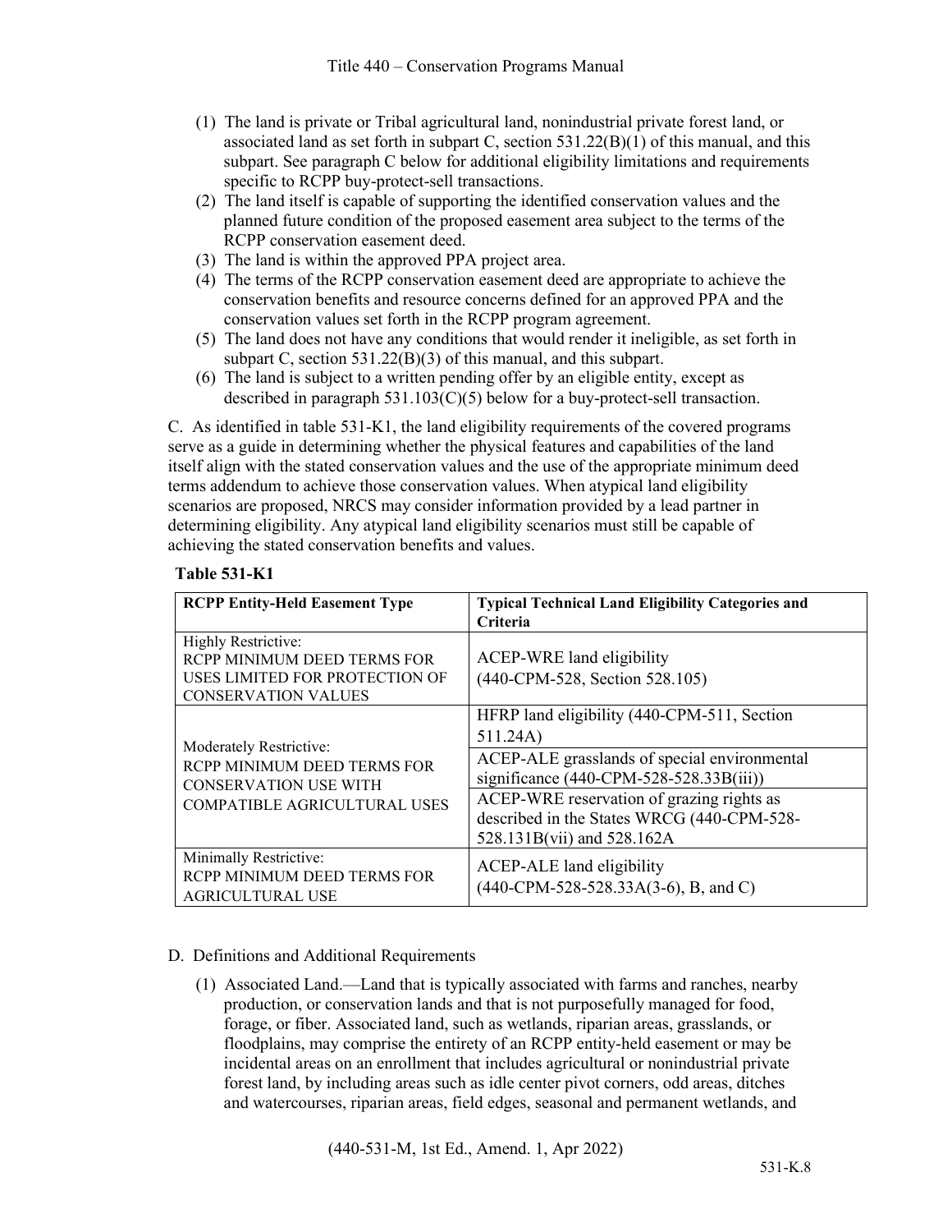(1) The land is private or Tribal agricultural land, nonindustrial private forest land, or associated land as set forth in subpart C, section 531.22(B)(1) of this manual, and this subpart. See paragraph C below for additional eligibility limitations and requirements specific to RCPP buy-protect-sell transactions.

(2) The land itself is capable of supporting the identified conservation values and the planned future condition of the proposed easement area subject to the terms of the RCPP conservation easement deed.

(3) The land is within the approved PPA project area.

(4) The terms of the RCPP conservation easement deed are appropriate to achieve the conservation benefits and resource concerns defined for an approved PPA and the conservation values set forth in the RCPP program agreement.

(5) The land does not have any conditions that would render it ineligible, as set forth in subpart C, section 531.22(B)(3) of this manual, and this subpart.

(6) The land is subject to a written pending offer by an eligible entity, except as described in paragraph 531.103(C)(5) below for a buy-protect-sell transaction.

C. As identified in table 531-K1, the land eligibility requirements of the covered programs serve as a guide in determining whether the physical features and capabilities of the land itself align with the stated conservation values and the use of the appropriate minimum deed terms addendum to achieve those conservation values. When atypical land eligibility scenarios are proposed, NRCS may consider information provided by a lead partner in determining eligibility. Any atypical land eligibility scenarios must still be capable of achieving the stated conservation benefits and values.

**Table 531-K1**

| RCPP Entity-Held Easement Type | Typical Technical Land Eligibility Categories and Criteria |
|---|---|
| Highly Restrictive: RCPP MINIMUM DEED TERMS FOR USES LIMITED FOR PROTECTION OF CONSERVATION VALUES | ACEP-WRE land eligibility (440-CPM-528, Section 528.105) |
| Moderately Restrictive: RCPP MINIMUM DEED TERMS FOR CONSERVATION USE WITH COMPATIBLE AGRICULTURAL USES | HFRP land eligibility (440-CPM-511, Section 511.24A) |
| | ACEP-ALE grasslands of special environmental significance (440-CPM-528-528.33B(iii)) |
| | ACEP-WRE reservation of grazing rights as described in the States WRCG (440-CPM-528-528.131B(vii) and 528.162A |
| Minimally Restrictive: RCPP MINIMUM DEED TERMS FOR AGRICULTURAL USE | ACEP-ALE land eligibility (440-CPM-528-528.33A(3-6), B, and C) |

D. Definitions and Additional Requirements

(1) Associated Land.—Land that is typically associated with farms and ranches, nearby production, or conservation lands and that is not purposefully managed for food, forage, or fiber. Associated land, such as wetlands, riparian areas, grasslands, or floodplains, may comprise the entirety of an RCPP entity-held easement or may be incidental areas on an enrollment that includes agricultural or nonindustrial private forest land, by including areas such as idle center pivot corners, odd areas, ditches and watercourses, riparian areas, field edges, seasonal and permanent wetlands, and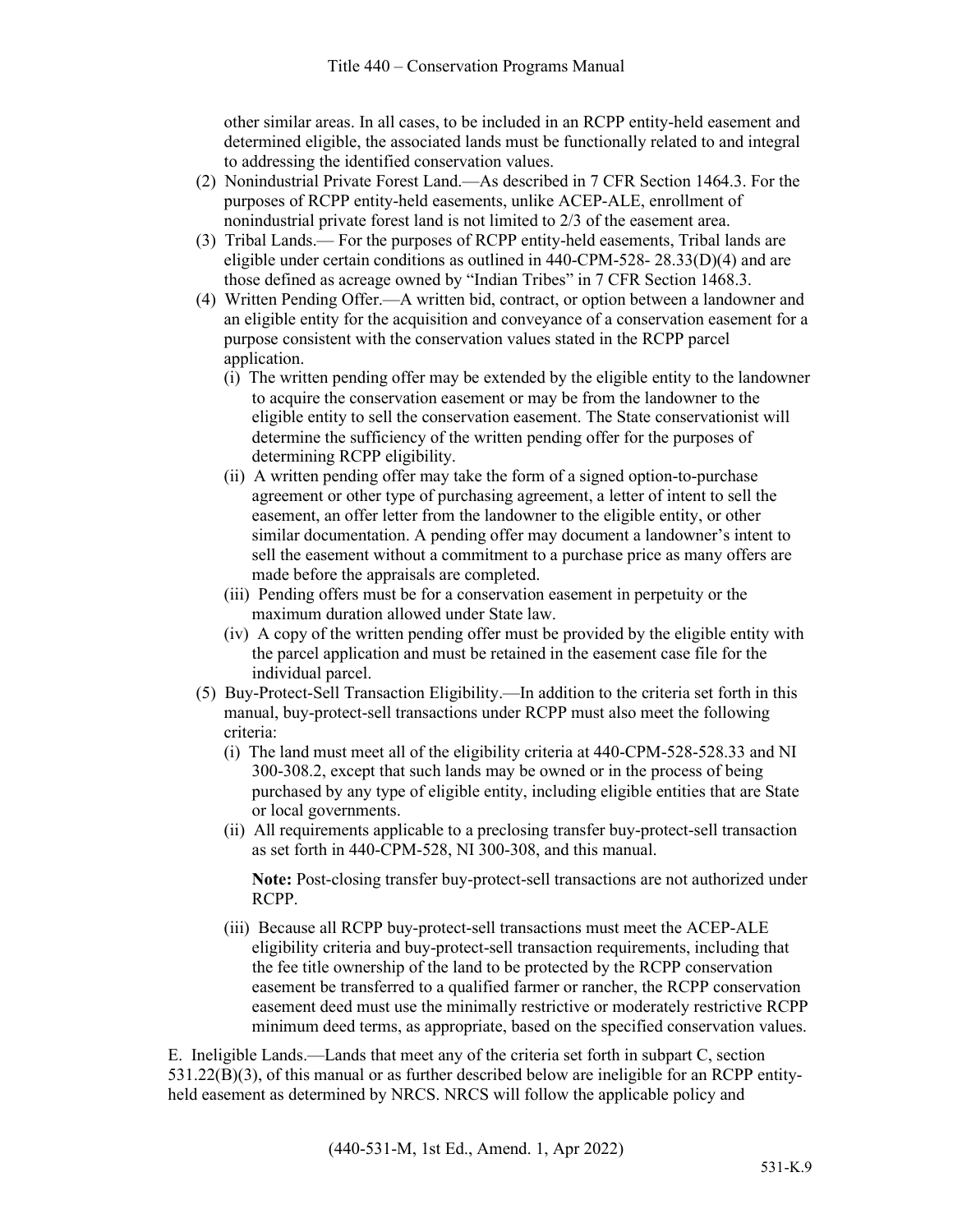other similar areas. In all cases, to be included in an RCPP entity-held easement and determined eligible, the associated lands must be functionally related to and integral to addressing the identified conservation values.

(2) Nonindustrial Private Forest Land.—As described in 7 CFR Section 1464.3. For the purposes of RCPP entity-held easements, unlike ACEP-ALE, enrollment of nonindustrial private forest land is not limited to 2/3 of the easement area.

(3) Tribal Lands.— For the purposes of RCPP entity-held easements, Tribal lands are eligible under certain conditions as outlined in 440-CPM-528- 28.33(D)(4) and are those defined as acreage owned by "Indian Tribes" in 7 CFR Section 1468.3.

(4) Written Pending Offer.—A written bid, contract, or option between a landowner and an eligible entity for the acquisition and conveyance of a conservation easement for a purpose consistent with the conservation values stated in the RCPP parcel application.

   (i) The written pending offer may be extended by the eligible entity to the landowner to acquire the conservation easement or may be from the landowner to the eligible entity to sell the conservation easement. The State conservationist will determine the sufficiency of the written pending offer for the purposes of determining RCPP eligibility.

   (ii) A written pending offer may take the form of a signed option-to-purchase agreement or other type of purchasing agreement, a letter of intent to sell the easement, an offer letter from the landowner to the eligible entity, or other similar documentation. A pending offer may document a landowner's intent to sell the easement without a commitment to a purchase price as many offers are made before the appraisals are completed.

   (iii) Pending offers must be for a conservation easement in perpetuity or the maximum duration allowed under State law.

   (iv) A copy of the written pending offer must be provided by the eligible entity with the parcel application and must be retained in the easement case file for the individual parcel.

(5) Buy-Protect-Sell Transaction Eligibility.—In addition to the criteria set forth in this manual, buy-protect-sell transactions under RCPP must also meet the following criteria:

   (i) The land must meet all of the eligibility criteria at 440-CPM-528-528.33 and NI 300-308.2, except that such lands may be owned or in the process of being purchased by any type of eligible entity, including eligible entities that are State or local governments.

   (ii) All requirements applicable to a preclosing transfer buy-protect-sell transaction as set forth in 440-CPM-528, NI 300-308, and this manual.

   **Note:** Post-closing transfer buy-protect-sell transactions are not authorized under RCPP.

   (iii) Because all RCPP buy-protect-sell transactions must meet the ACEP-ALE eligibility criteria and buy-protect-sell transaction requirements, including that the fee title ownership of the land to be protected by the RCPP conservation easement be transferred to a qualified farmer or rancher, the RCPP conservation easement deed must use the minimally restrictive or moderately restrictive RCPP minimum deed terms, as appropriate, based on the specified conservation values.

E. Ineligible Lands.—Lands that meet any of the criteria set forth in subpart C, section 531.22(B)(3), of this manual or as further described below are ineligible for an RCPP entity-held easement as determined by NRCS. NRCS will follow the applicable policy and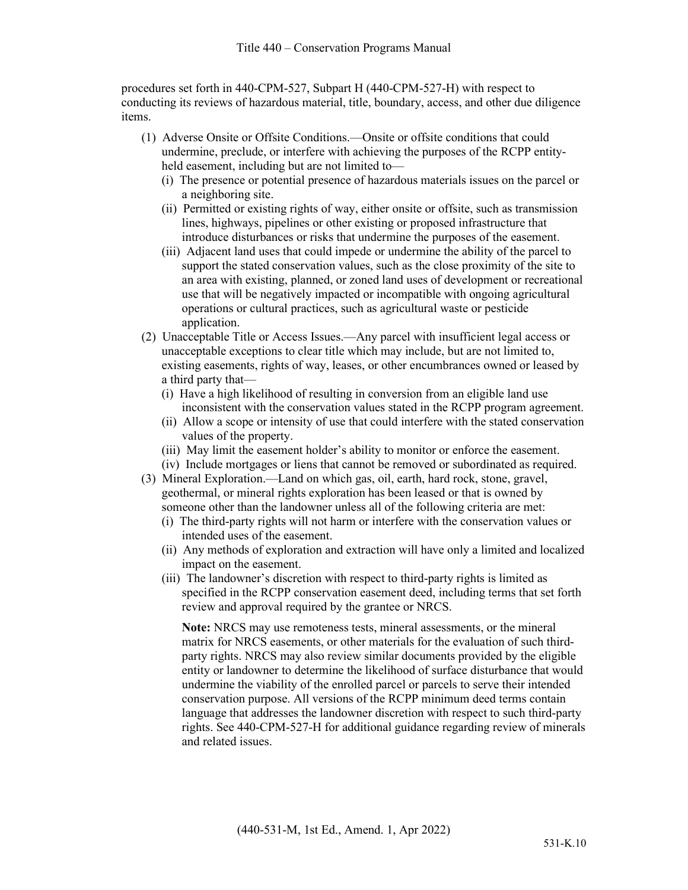procedures set forth in 440-CPM-527, Subpart H (440-CPM-527-H) with respect to conducting its reviews of hazardous material, title, boundary, access, and other due diligence items.

(1) Adverse Onsite or Offsite Conditions.—Onsite or offsite conditions that could undermine, preclude, or interfere with achieving the purposes of the RCPP entity-held easement, including but are not limited to—

  (i) The presence or potential presence of hazardous materials issues on the parcel or a neighboring site.

  (ii) Permitted or existing rights of way, either onsite or offsite, such as transmission lines, highways, pipelines or other existing or proposed infrastructure that introduce disturbances or risks that undermine the purposes of the easement.

  (iii) Adjacent land uses that could impede or undermine the ability of the parcel to support the stated conservation values, such as the close proximity of the site to an area with existing, planned, or zoned land uses of development or recreational use that will be negatively impacted or incompatible with ongoing agricultural operations or cultural practices, such as agricultural waste or pesticide application.

(2) Unacceptable Title or Access Issues.—Any parcel with insufficient legal access or unacceptable exceptions to clear title which may include, but are not limited to, existing easements, rights of way, leases, or other encumbrances owned or leased by a third party that—

  (i) Have a high likelihood of resulting in conversion from an eligible land use inconsistent with the conservation values stated in the RCPP program agreement.

  (ii) Allow a scope or intensity of use that could interfere with the stated conservation values of the property.

  (iii) May limit the easement holder's ability to monitor or enforce the easement.

  (iv) Include mortgages or liens that cannot be removed or subordinated as required.

(3) Mineral Exploration.—Land on which gas, oil, earth, hard rock, stone, gravel, geothermal, or mineral rights exploration has been leased or that is owned by someone other than the landowner unless all of the following criteria are met:

  (i) The third-party rights will not harm or interfere with the conservation values or intended uses of the easement.

  (ii) Any methods of exploration and extraction will have only a limited and localized impact on the easement.

  (iii) The landowner's discretion with respect to third-party rights is limited as specified in the RCPP conservation easement deed, including terms that set forth review and approval required by the grantee or NRCS.

  **Note:** NRCS may use remoteness tests, mineral assessments, or the mineral matrix for NRCS easements, or other materials for the evaluation of such third-party rights. NRCS may also review similar documents provided by the eligible entity or landowner to determine the likelihood of surface disturbance that would undermine the viability of the enrolled parcel or parcels to serve their intended conservation purpose. All versions of the RCPP minimum deed terms contain language that addresses the landowner discretion with respect to such third-party rights. See 440-CPM-527-H for additional guidance regarding review of minerals and related issues.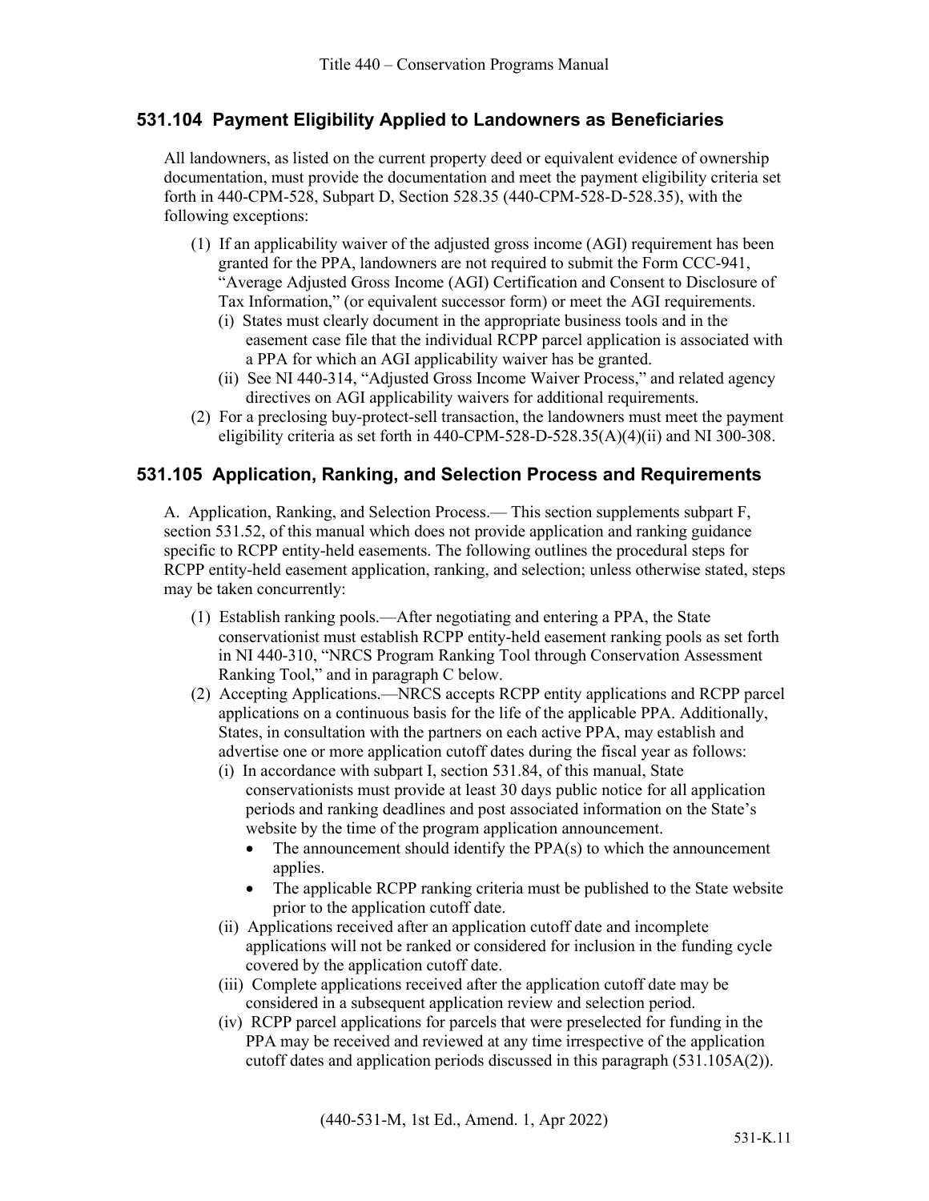## 531.104 Payment Eligibility Applied to Landowners as Beneficiaries

All landowners, as listed on the current property deed or equivalent evidence of ownership documentation, must provide the documentation and meet the payment eligibility criteria set forth in 440-CPM-528, Subpart D, Section 528.35 (440-CPM-528-D-528.35), with the following exceptions:

(1) If an applicability waiver of the adjusted gross income (AGI) requirement has been granted for the PPA, landowners are not required to submit the Form CCC-941, "Average Adjusted Gross Income (AGI) Certification and Consent to Disclosure of Tax Information," (or equivalent successor form) or meet the AGI requirements.

   (i) States must clearly document in the appropriate business tools and in the easement case file that the individual RCPP parcel application is associated with a PPA for which an AGI applicability waiver has be granted.

   (ii) See NI 440-314, "Adjusted Gross Income Waiver Process," and related agency directives on AGI applicability waivers for additional requirements.

(2) For a preclosing buy-protect-sell transaction, the landowners must meet the payment eligibility criteria as set forth in 440-CPM-528-D-528.35(A)(4)(ii) and NI 300-308.

## 531.105 Application, Ranking, and Selection Process and Requirements

A. Application, Ranking, and Selection Process.— This section supplements subpart F, section 531.52, of this manual which does not provide application and ranking guidance specific to RCPP entity-held easements. The following outlines the procedural steps for RCPP entity-held easement application, ranking, and selection; unless otherwise stated, steps may be taken concurrently:

(1) Establish ranking pools.—After negotiating and entering a PPA, the State conservationist must establish RCPP entity-held easement ranking pools as set forth in NI 440-310, "NRCS Program Ranking Tool through Conservation Assessment Ranking Tool," and in paragraph C below.

(2) Accepting Applications.—NRCS accepts RCPP entity applications and RCPP parcel applications on a continuous basis for the life of the applicable PPA. Additionally, States, in consultation with the partners on each active PPA, may establish and advertise one or more application cutoff dates during the fiscal year as follows:

   (i) In accordance with subpart I, section 531.84, of this manual, State conservationists must provide at least 30 days public notice for all application periods and ranking deadlines and post associated information on the State's website by the time of the program application announcement.

   - The announcement should identify the PPA(s) to which the announcement applies.
   - The applicable RCPP ranking criteria must be published to the State website prior to the application cutoff date.

   (ii) Applications received after an application cutoff date and incomplete applications will not be ranked or considered for inclusion in the funding cycle covered by the application cutoff date.

   (iii) Complete applications received after the application cutoff date may be considered in a subsequent application review and selection period.

   (iv) RCPP parcel applications for parcels that were preselected for funding in the PPA may be received and reviewed at any time irrespective of the application cutoff dates and application periods discussed in this paragraph (531.105A(2)).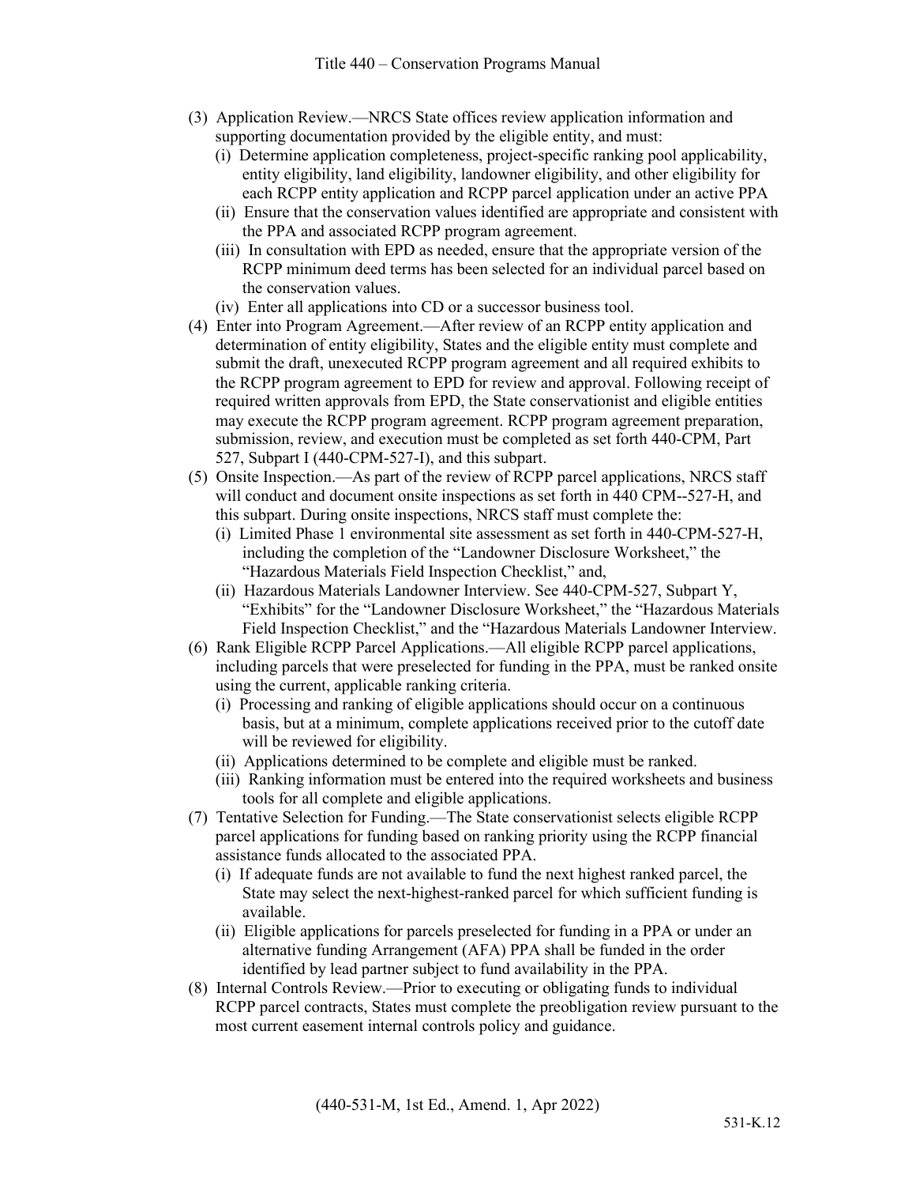(3) Application Review.—NRCS State offices review application information and supporting documentation provided by the eligible entity, and must:

   (i) Determine application completeness, project-specific ranking pool applicability, entity eligibility, land eligibility, landowner eligibility, and other eligibility for each RCPP entity application and RCPP parcel application under an active PPA

   (ii) Ensure that the conservation values identified are appropriate and consistent with the PPA and associated RCPP program agreement.

   (iii) In consultation with EPD as needed, ensure that the appropriate version of the RCPP minimum deed terms has been selected for an individual parcel based on the conservation values.

   (iv) Enter all applications into CD or a successor business tool.

(4) Enter into Program Agreement.—After review of an RCPP entity application and determination of entity eligibility, States and the eligible entity must complete and submit the draft, unexecuted RCPP program agreement and all required exhibits to the RCPP program agreement to EPD for review and approval. Following receipt of required written approvals from EPD, the State conservationist and eligible entities may execute the RCPP program agreement. RCPP program agreement preparation, submission, review, and execution must be completed as set forth 440-CPM, Part 527, Subpart I (440-CPM-527-I), and this subpart.

(5) Onsite Inspection.—As part of the review of RCPP parcel applications, NRCS staff will conduct and document onsite inspections as set forth in 440 CPM--527-H, and this subpart. During onsite inspections, NRCS staff must complete the:

   (i) Limited Phase 1 environmental site assessment as set forth in 440-CPM-527-H, including the completion of the "Landowner Disclosure Worksheet," the "Hazardous Materials Field Inspection Checklist," and,

   (ii) Hazardous Materials Landowner Interview. See 440-CPM-527, Subpart Y, "Exhibits" for the "Landowner Disclosure Worksheet," the "Hazardous Materials Field Inspection Checklist," and the "Hazardous Materials Landowner Interview.

(6) Rank Eligible RCPP Parcel Applications.—All eligible RCPP parcel applications, including parcels that were preselected for funding in the PPA, must be ranked onsite using the current, applicable ranking criteria.

   (i) Processing and ranking of eligible applications should occur on a continuous basis, but at a minimum, complete applications received prior to the cutoff date will be reviewed for eligibility.

   (ii) Applications determined to be complete and eligible must be ranked.

   (iii) Ranking information must be entered into the required worksheets and business tools for all complete and eligible applications.

(7) Tentative Selection for Funding.—The State conservationist selects eligible RCPP parcel applications for funding based on ranking priority using the RCPP financial assistance funds allocated to the associated PPA.

   (i) If adequate funds are not available to fund the next highest ranked parcel, the State may select the next-highest-ranked parcel for which sufficient funding is available.

   (ii) Eligible applications for parcels preselected for funding in a PPA or under an alternative funding Arrangement (AFA) PPA shall be funded in the order identified by lead partner subject to fund availability in the PPA.

(8) Internal Controls Review.—Prior to executing or obligating funds to individual RCPP parcel contracts, States must complete the preobligation review pursuant to the most current easement internal controls policy and guidance.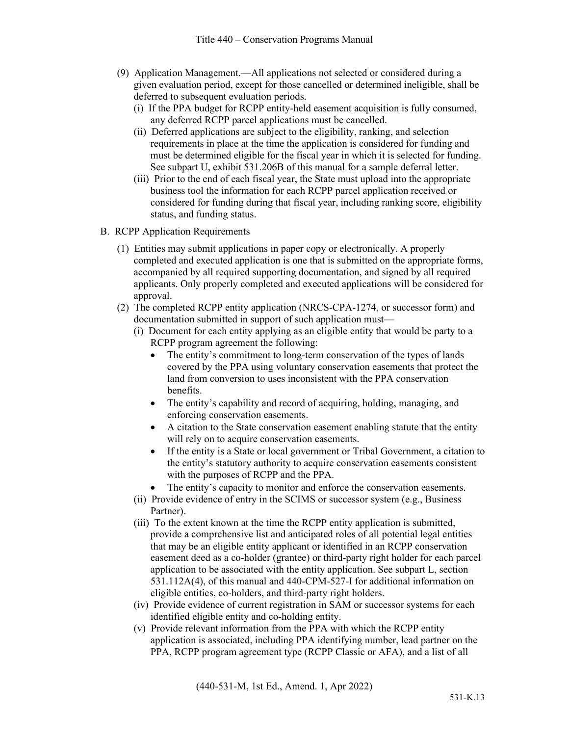(9) Application Management.—All applications not selected or considered during a given evaluation period, except for those cancelled or determined ineligible, shall be deferred to subsequent evaluation periods.

(i) If the PPA budget for RCPP entity-held easement acquisition is fully consumed, any deferred RCPP parcel applications must be cancelled.

(ii) Deferred applications are subject to the eligibility, ranking, and selection requirements in place at the time the application is considered for funding and must be determined eligible for the fiscal year in which it is selected for funding. See subpart U, exhibit 531.206B of this manual for a sample deferral letter.

(iii) Prior to the end of each fiscal year, the State must upload into the appropriate business tool the information for each RCPP parcel application received or considered for funding during that fiscal year, including ranking score, eligibility status, and funding status.

B. RCPP Application Requirements

(1) Entities may submit applications in paper copy or electronically. A properly completed and executed application is one that is submitted on the appropriate forms, accompanied by all required supporting documentation, and signed by all required applicants. Only properly completed and executed applications will be considered for approval.

(2) The completed RCPP entity application (NRCS-CPA-1274, or successor form) and documentation submitted in support of such application must—

(i) Document for each entity applying as an eligible entity that would be party to a RCPP program agreement the following:

- The entity's commitment to long-term conservation of the types of lands covered by the PPA using voluntary conservation easements that protect the land from conversion to uses inconsistent with the PPA conservation benefits.
- The entity's capability and record of acquiring, holding, managing, and enforcing conservation easements.
- A citation to the State conservation easement enabling statute that the entity will rely on to acquire conservation easements.
- If the entity is a State or local government or Tribal Government, a citation to the entity's statutory authority to acquire conservation easements consistent with the purposes of RCPP and the PPA.
- The entity's capacity to monitor and enforce the conservation easements.

(ii) Provide evidence of entry in the SCIMS or successor system (e.g., Business Partner).

(iii) To the extent known at the time the RCPP entity application is submitted, provide a comprehensive list and anticipated roles of all potential legal entities that may be an eligible entity applicant or identified in an RCPP conservation easement deed as a co-holder (grantee) or third-party right holder for each parcel application to be associated with the entity application. See subpart L, section 531.112A(4), of this manual and 440-CPM-527-I for additional information on eligible entities, co-holders, and third-party right holders.

(iv) Provide evidence of current registration in SAM or successor systems for each identified eligible entity and co-holding entity.

(v) Provide relevant information from the PPA with which the RCPP entity application is associated, including PPA identifying number, lead partner on the PPA, RCPP program agreement type (RCPP Classic or AFA), and a list of all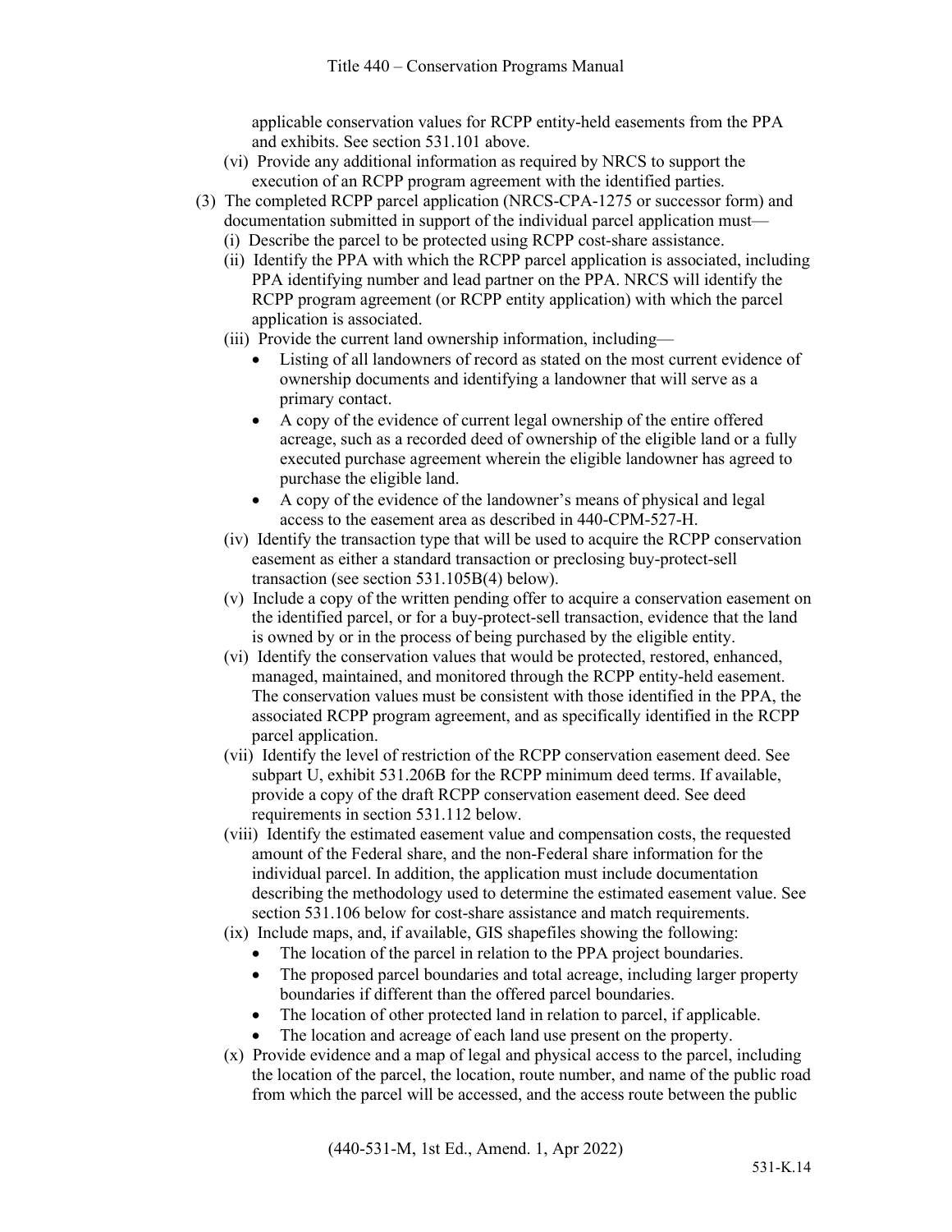applicable conservation values for RCPP entity-held easements from the PPA and exhibits. See section 531.101 above.

(vi) Provide any additional information as required by NRCS to support the execution of an RCPP program agreement with the identified parties.

(3) The completed RCPP parcel application (NRCS-CPA-1275 or successor form) and documentation submitted in support of the individual parcel application must—

(i) Describe the parcel to be protected using RCPP cost-share assistance.

(ii) Identify the PPA with which the RCPP parcel application is associated, including PPA identifying number and lead partner on the PPA. NRCS will identify the RCPP program agreement (or RCPP entity application) with which the parcel application is associated.

(iii) Provide the current land ownership information, including—

- Listing of all landowners of record as stated on the most current evidence of ownership documents and identifying a landowner that will serve as a primary contact.
- A copy of the evidence of current legal ownership of the entire offered acreage, such as a recorded deed of ownership of the eligible land or a fully executed purchase agreement wherein the eligible landowner has agreed to purchase the eligible land.
- A copy of the evidence of the landowner's means of physical and legal access to the easement area as described in 440-CPM-527-H.

(iv) Identify the transaction type that will be used to acquire the RCPP conservation easement as either a standard transaction or preclosing buy-protect-sell transaction (see section 531.105B(4) below).

(v) Include a copy of the written pending offer to acquire a conservation easement on the identified parcel, or for a buy-protect-sell transaction, evidence that the land is owned by or in the process of being purchased by the eligible entity.

(vi) Identify the conservation values that would be protected, restored, enhanced, managed, maintained, and monitored through the RCPP entity-held easement. The conservation values must be consistent with those identified in the PPA, the associated RCPP program agreement, and as specifically identified in the RCPP parcel application.

(vii) Identify the level of restriction of the RCPP conservation easement deed. See subpart U, exhibit 531.206B for the RCPP minimum deed terms. If available, provide a copy of the draft RCPP conservation easement deed. See deed requirements in section 531.112 below.

(viii) Identify the estimated easement value and compensation costs, the requested amount of the Federal share, and the non-Federal share information for the individual parcel. In addition, the application must include documentation describing the methodology used to determine the estimated easement value. See section 531.106 below for cost-share assistance and match requirements.

(ix) Include maps, and, if available, GIS shapefiles showing the following:

- The location of the parcel in relation to the PPA project boundaries.
- The proposed parcel boundaries and total acreage, including larger property boundaries if different than the offered parcel boundaries.
- The location of other protected land in relation to parcel, if applicable.
- The location and acreage of each land use present on the property.

(x) Provide evidence and a map of legal and physical access to the parcel, including the location of the parcel, the location, route number, and name of the public road from which the parcel will be accessed, and the access route between the public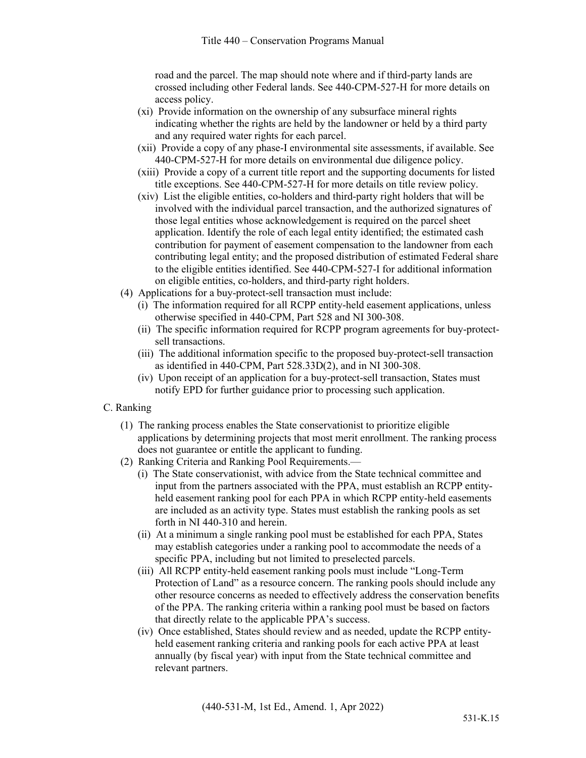road and the parcel. The map should note where and if third-party lands are crossed including other Federal lands. See 440-CPM-527-H for more details on access policy.

(xi) Provide information on the ownership of any subsurface mineral rights indicating whether the rights are held by the landowner or held by a third party and any required water rights for each parcel.

(xii) Provide a copy of any phase-I environmental site assessments, if available. See 440-CPM-527-H for more details on environmental due diligence policy.

(xiii) Provide a copy of a current title report and the supporting documents for listed title exceptions. See 440-CPM-527-H for more details on title review policy.

(xiv) List the eligible entities, co-holders and third-party right holders that will be involved with the individual parcel transaction, and the authorized signatures of those legal entities whose acknowledgement is required on the parcel sheet application. Identify the role of each legal entity identified; the estimated cash contribution for payment of easement compensation to the landowner from each contributing legal entity; and the proposed distribution of estimated Federal share to the eligible entities identified. See 440-CPM-527-I for additional information on eligible entities, co-holders, and third-party right holders.

(4) Applications for a buy-protect-sell transaction must include:

(i) The information required for all RCPP entity-held easement applications, unless otherwise specified in 440-CPM, Part 528 and NI 300-308.

(ii) The specific information required for RCPP program agreements for buy-protect-sell transactions.

(iii) The additional information specific to the proposed buy-protect-sell transaction as identified in 440-CPM, Part 528.33D(2), and in NI 300-308.

(iv) Upon receipt of an application for a buy-protect-sell transaction, States must notify EPD for further guidance prior to processing such application.

C. Ranking

(1) The ranking process enables the State conservationist to prioritize eligible applications by determining projects that most merit enrollment. The ranking process does not guarantee or entitle the applicant to funding.

(2) Ranking Criteria and Ranking Pool Requirements.—

(i) The State conservationist, with advice from the State technical committee and input from the partners associated with the PPA, must establish an RCPP entity-held easement ranking pool for each PPA in which RCPP entity-held easements are included as an activity type. States must establish the ranking pools as set forth in NI 440-310 and herein.

(ii) At a minimum a single ranking pool must be established for each PPA, States may establish categories under a ranking pool to accommodate the needs of a specific PPA, including but not limited to preselected parcels.

(iii) All RCPP entity-held easement ranking pools must include "Long-Term Protection of Land" as a resource concern. The ranking pools should include any other resource concerns as needed to effectively address the conservation benefits of the PPA. The ranking criteria within a ranking pool must be based on factors that directly relate to the applicable PPA's success.

(iv) Once established, States should review and as needed, update the RCPP entity-held easement ranking criteria and ranking pools for each active PPA at least annually (by fiscal year) with input from the State technical committee and relevant partners.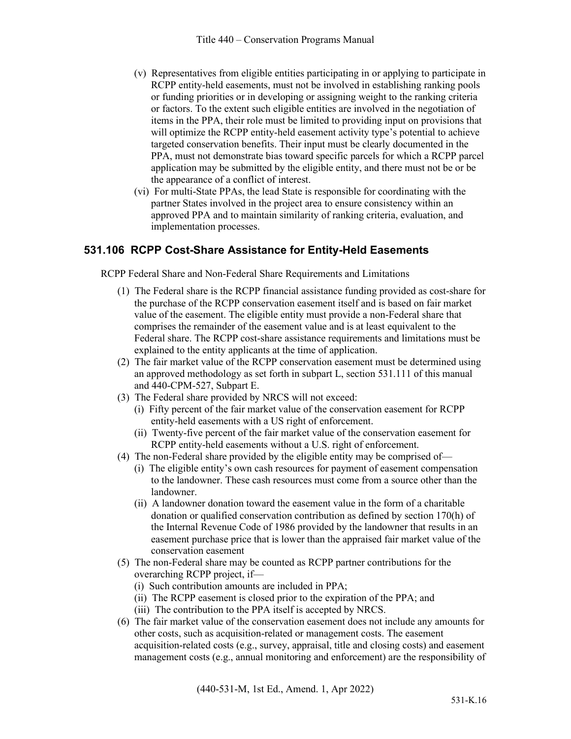(v) Representatives from eligible entities participating in or applying to participate in RCPP entity-held easements, must not be involved in establishing ranking pools or funding priorities or in developing or assigning weight to the ranking criteria or factors. To the extent such eligible entities are involved in the negotiation of items in the PPA, their role must be limited to providing input on provisions that will optimize the RCPP entity-held easement activity type's potential to achieve targeted conservation benefits. Their input must be clearly documented in the PPA, must not demonstrate bias toward specific parcels for which a RCPP parcel application may be submitted by the eligible entity, and there must not be or be the appearance of a conflict of interest.

(vi) For multi-State PPAs, the lead State is responsible for coordinating with the partner States involved in the project area to ensure consistency within an approved PPA and to maintain similarity of ranking criteria, evaluation, and implementation processes.

## 531.106 RCPP Cost-Share Assistance for Entity-Held Easements

RCPP Federal Share and Non-Federal Share Requirements and Limitations

(1) The Federal share is the RCPP financial assistance funding provided as cost-share for the purchase of the RCPP conservation easement itself and is based on fair market value of the easement. The eligible entity must provide a non-Federal share that comprises the remainder of the easement value and is at least equivalent to the Federal share. The RCPP cost-share assistance requirements and limitations must be explained to the entity applicants at the time of application.

(2) The fair market value of the RCPP conservation easement must be determined using an approved methodology as set forth in subpart L, section 531.111 of this manual and 440-CPM-527, Subpart E.

(3) The Federal share provided by NRCS will not exceed:

(i) Fifty percent of the fair market value of the conservation easement for RCPP entity-held easements with a US right of enforcement.

(ii) Twenty-five percent of the fair market value of the conservation easement for RCPP entity-held easements without a U.S. right of enforcement.

(4) The non-Federal share provided by the eligible entity may be comprised of—

(i) The eligible entity's own cash resources for payment of easement compensation to the landowner. These cash resources must come from a source other than the landowner.

(ii) A landowner donation toward the easement value in the form of a charitable donation or qualified conservation contribution as defined by section 170(h) of the Internal Revenue Code of 1986 provided by the landowner that results in an easement purchase price that is lower than the appraised fair market value of the conservation easement

(5) The non-Federal share may be counted as RCPP partner contributions for the overarching RCPP project, if—

(i) Such contribution amounts are included in PPA;

(ii) The RCPP easement is closed prior to the expiration of the PPA; and

(iii) The contribution to the PPA itself is accepted by NRCS.

(6) The fair market value of the conservation easement does not include any amounts for other costs, such as acquisition-related or management costs. The easement acquisition-related costs (e.g., survey, appraisal, title and closing costs) and easement management costs (e.g., annual monitoring and enforcement) are the responsibility of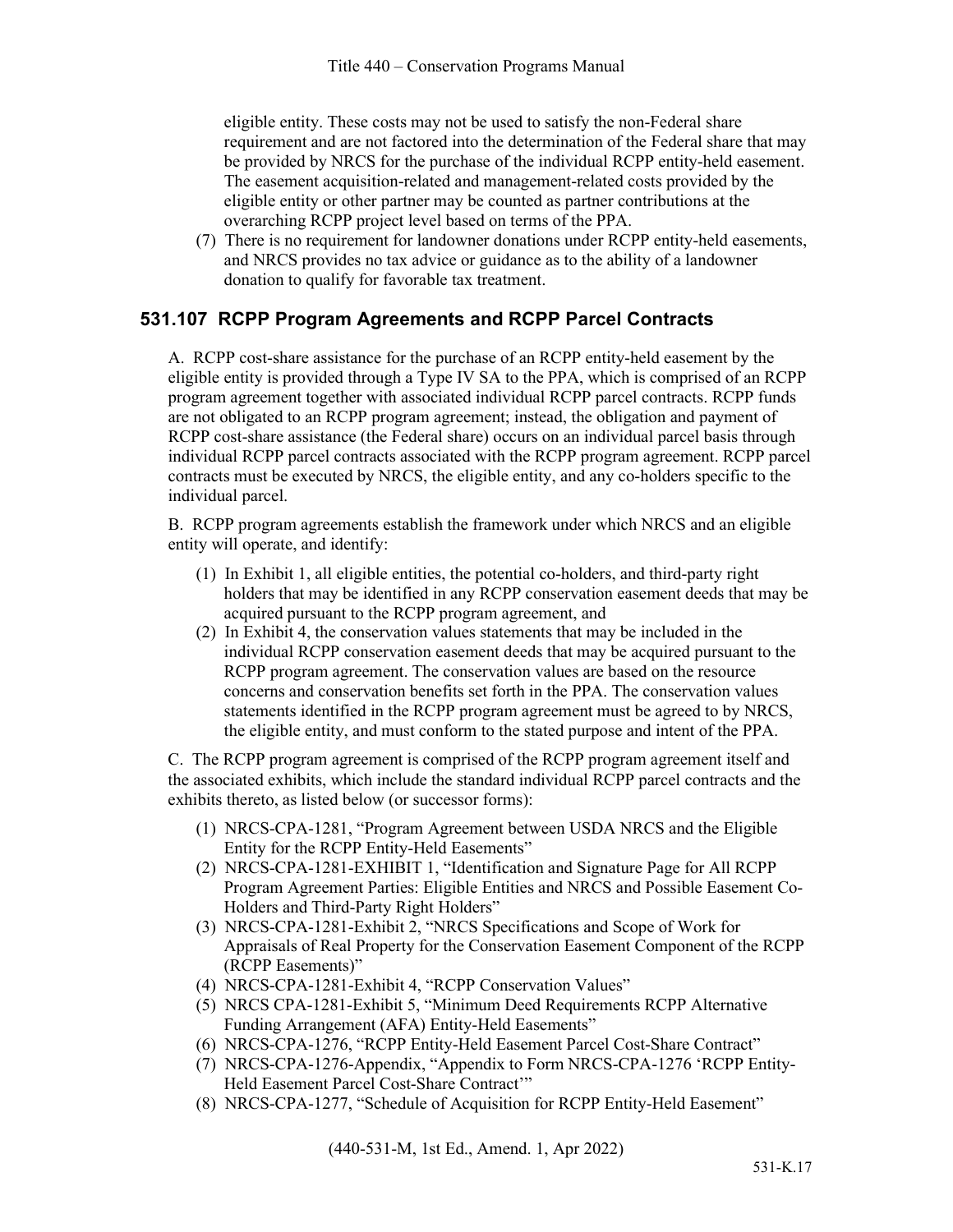eligible entity. These costs may not be used to satisfy the non-Federal share requirement and are not factored into the determination of the Federal share that may be provided by NRCS for the purchase of the individual RCPP entity-held easement. The easement acquisition-related and management-related costs provided by the eligible entity or other partner may be counted as partner contributions at the overarching RCPP project level based on terms of the PPA.

(7) There is no requirement for landowner donations under RCPP entity-held easements, and NRCS provides no tax advice or guidance as to the ability of a landowner donation to qualify for favorable tax treatment.

## 531.107 RCPP Program Agreements and RCPP Parcel Contracts

A. RCPP cost-share assistance for the purchase of an RCPP entity-held easement by the eligible entity is provided through a Type IV SA to the PPA, which is comprised of an RCPP program agreement together with associated individual RCPP parcel contracts. RCPP funds are not obligated to an RCPP program agreement; instead, the obligation and payment of RCPP cost-share assistance (the Federal share) occurs on an individual parcel basis through individual RCPP parcel contracts associated with the RCPP program agreement. RCPP parcel contracts must be executed by NRCS, the eligible entity, and any co-holders specific to the individual parcel.

B. RCPP program agreements establish the framework under which NRCS and an eligible entity will operate, and identify:

(1) In Exhibit 1, all eligible entities, the potential co-holders, and third-party right holders that may be identified in any RCPP conservation easement deeds that may be acquired pursuant to the RCPP program agreement, and

(2) In Exhibit 4, the conservation values statements that may be included in the individual RCPP conservation easement deeds that may be acquired pursuant to the RCPP program agreement. The conservation values are based on the resource concerns and conservation benefits set forth in the PPA. The conservation values statements identified in the RCPP program agreement must be agreed to by NRCS, the eligible entity, and must conform to the stated purpose and intent of the PPA.

C. The RCPP program agreement is comprised of the RCPP program agreement itself and the associated exhibits, which include the standard individual RCPP parcel contracts and the exhibits thereto, as listed below (or successor forms):

(1) NRCS-CPA-1281, "Program Agreement between USDA NRCS and the Eligible Entity for the RCPP Entity-Held Easements"

(2) NRCS-CPA-1281-EXHIBIT 1, "Identification and Signature Page for All RCPP Program Agreement Parties: Eligible Entities and NRCS and Possible Easement Co-Holders and Third-Party Right Holders"

(3) NRCS-CPA-1281-Exhibit 2, "NRCS Specifications and Scope of Work for Appraisals of Real Property for the Conservation Easement Component of the RCPP (RCPP Easements)"

(4) NRCS-CPA-1281-Exhibit 4, "RCPP Conservation Values"

(5) NRCS CPA-1281-Exhibit 5, "Minimum Deed Requirements RCPP Alternative Funding Arrangement (AFA) Entity-Held Easements"

(6) NRCS-CPA-1276, "RCPP Entity-Held Easement Parcel Cost-Share Contract"

(7) NRCS-CPA-1276-Appendix, "Appendix to Form NRCS-CPA-1276 'RCPP Entity-Held Easement Parcel Cost-Share Contract'"

(8) NRCS-CPA-1277, "Schedule of Acquisition for RCPP Entity-Held Easement"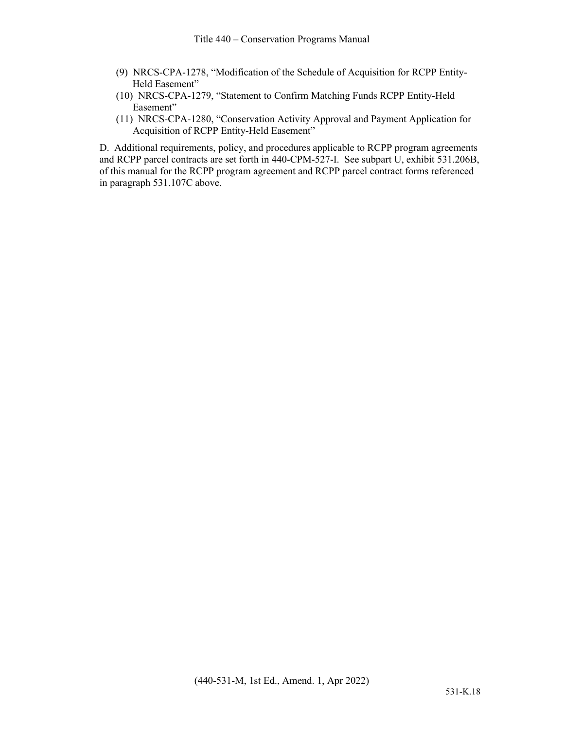(9) NRCS-CPA-1278, "Modification of the Schedule of Acquisition for RCPP Entity-Held Easement"

(10) NRCS-CPA-1279, "Statement to Confirm Matching Funds RCPP Entity-Held Easement"

(11) NRCS-CPA-1280, "Conservation Activity Approval and Payment Application for Acquisition of RCPP Entity-Held Easement"

D. Additional requirements, policy, and procedures applicable to RCPP program agreements and RCPP parcel contracts are set forth in 440-CPM-527-I. See subpart U, exhibit 531.206B, of this manual for the RCPP program agreement and RCPP parcel contract forms referenced in paragraph 531.107C above.